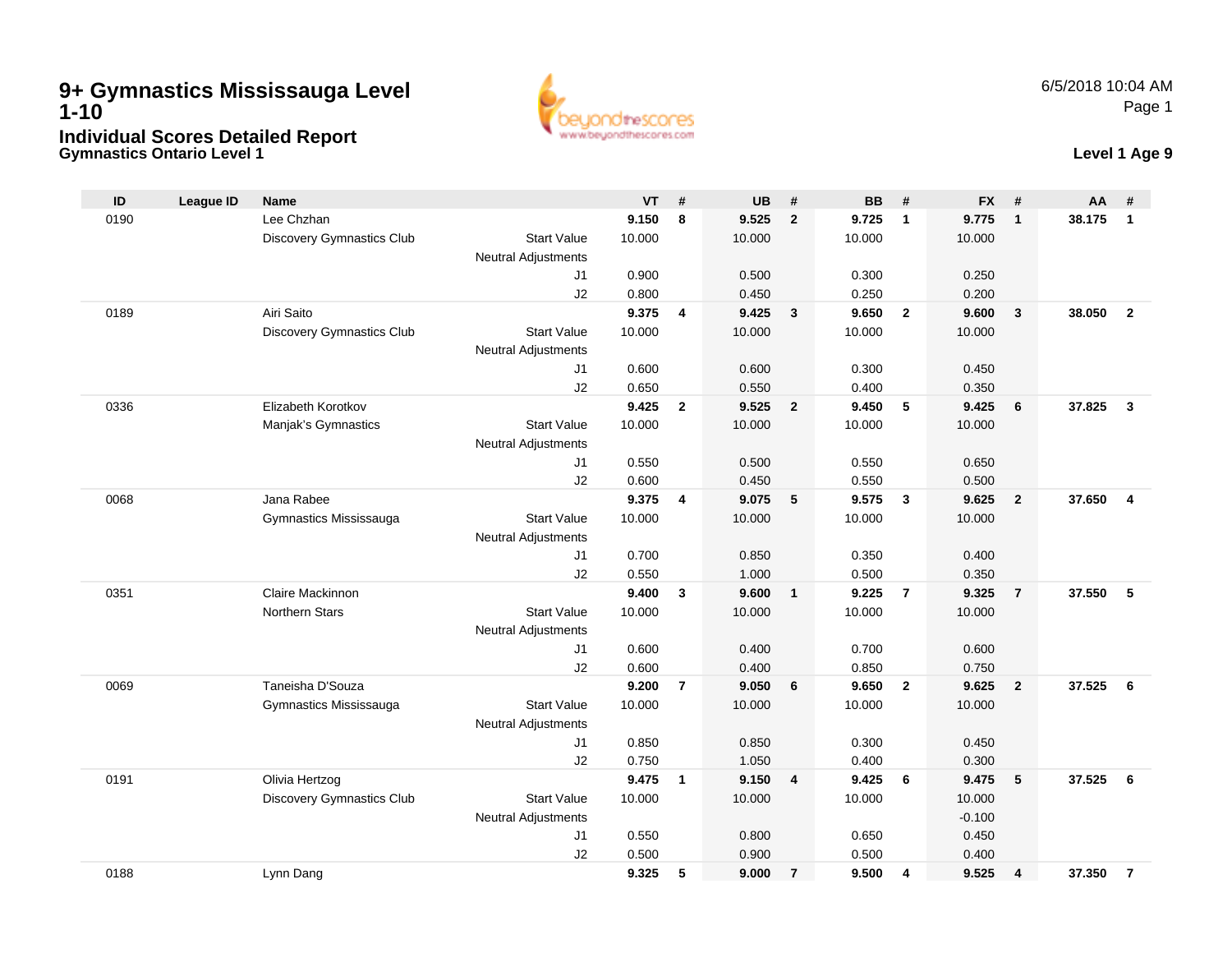# 9+ Gymnastics Mississauga Level 1-10

## Individual Scores Detailed Report

### Gymnastics Ontario Level 1

6/5/2018 10:04 AM

**Level 1 Age 9**

| ID | League ID | Name | | VT | # | UB | # | BB | # | FX | # | AA | # |
|---|---|---|---|---|---|---|---|---|---|---|---|---|---|
| 0190 | | Lee Chzhan | | **9.150** | **8** | **9.525** | **2** | **9.725** | **1** | **9.775** | **1** | **38.175** | **1** |
| | | Discovery Gymnastics Club | Start Value | 10.000 | | 10.000 | | 10.000 | | 10.000 | | | |
| | | | Neutral Adjustments | | | | | | | | | | |
| | | | J1 | 0.900 | | 0.500 | | 0.300 | | 0.250 | | | |
| | | | J2 | 0.800 | | 0.450 | | 0.250 | | 0.200 | | | |
| 0189 | | Airi Saito | | **9.375** | **4** | **9.425** | **3** | **9.650** | **2** | **9.600** | **3** | **38.050** | **2** |
| | | Discovery Gymnastics Club | Start Value | 10.000 | | 10.000 | | 10.000 | | 10.000 | | | |
| | | | Neutral Adjustments | | | | | | | | | | |
| | | | J1 | 0.600 | | 0.600 | | 0.300 | | 0.450 | | | |
| | | | J2 | 0.650 | | 0.550 | | 0.400 | | 0.350 | | | |
| 0336 | | Elizabeth Korotkov | | **9.425** | **2** | **9.525** | **2** | **9.450** | **5** | **9.425** | **6** | **37.825** | **3** |
| | | Manjak's Gymnastics | Start Value | 10.000 | | 10.000 | | 10.000 | | 10.000 | | | |
| | | | Neutral Adjustments | | | | | | | | | | |
| | | | J1 | 0.550 | | 0.500 | | 0.550 | | 0.650 | | | |
| | | | J2 | 0.600 | | 0.450 | | 0.550 | | 0.500 | | | |
| 0068 | | Jana Rabee | | **9.375** | **4** | **9.075** | **5** | **9.575** | **3** | **9.625** | **2** | **37.650** | **4** |
| | | Gymnastics Mississauga | Start Value | 10.000 | | 10.000 | | 10.000 | | 10.000 | | | |
| | | | Neutral Adjustments | | | | | | | | | | |
| | | | J1 | 0.700 | | 0.850 | | 0.350 | | 0.400 | | | |
| | | | J2 | 0.550 | | 1.000 | | 0.500 | | 0.350 | | | |
| 0351 | | Claire Mackinnon | | **9.400** | **3** | **9.600** | **1** | **9.225** | **7** | **9.325** | **7** | **37.550** | **5** |
| | | Northern Stars | Start Value | 10.000 | | 10.000 | | 10.000 | | 10.000 | | | |
| | | | Neutral Adjustments | | | | | | | | | | |
| | | | J1 | 0.600 | | 0.400 | | 0.700 | | 0.600 | | | |
| | | | J2 | 0.600 | | 0.400 | | 0.850 | | 0.750 | | | |
| 0069 | | Taneisha D'Souza | | **9.200** | **7** | **9.050** | **6** | **9.650** | **2** | **9.625** | **2** | **37.525** | **6** |
| | | Gymnastics Mississauga | Start Value | 10.000 | | 10.000 | | 10.000 | | 10.000 | | | |
| | | | Neutral Adjustments | | | | | | | | | | |
| | | | J1 | 0.850 | | 0.850 | | 0.300 | | 0.450 | | | |
| | | | J2 | 0.750 | | 1.050 | | 0.400 | | 0.300 | | | |
| 0191 | | Olivia Hertzog | | **9.475** | **1** | **9.150** | **4** | **9.425** | **6** | **9.475** | **5** | **37.525** | **6** |
| | | Discovery Gymnastics Club | Start Value | 10.000 | | 10.000 | | 10.000 | | 10.000 | | | |
| | | | Neutral Adjustments | | | | | | | -0.100 | | | |
| | | | J1 | 0.550 | | 0.800 | | 0.650 | | 0.450 | | | |
| | | | J2 | 0.500 | | 0.900 | | 0.500 | | 0.400 | | | |
| 0188 | | Lynn Dang | | **9.325** | **5** | **9.000** | **7** | **9.500** | **4** | **9.525** | **4** | **37.350** | **7** |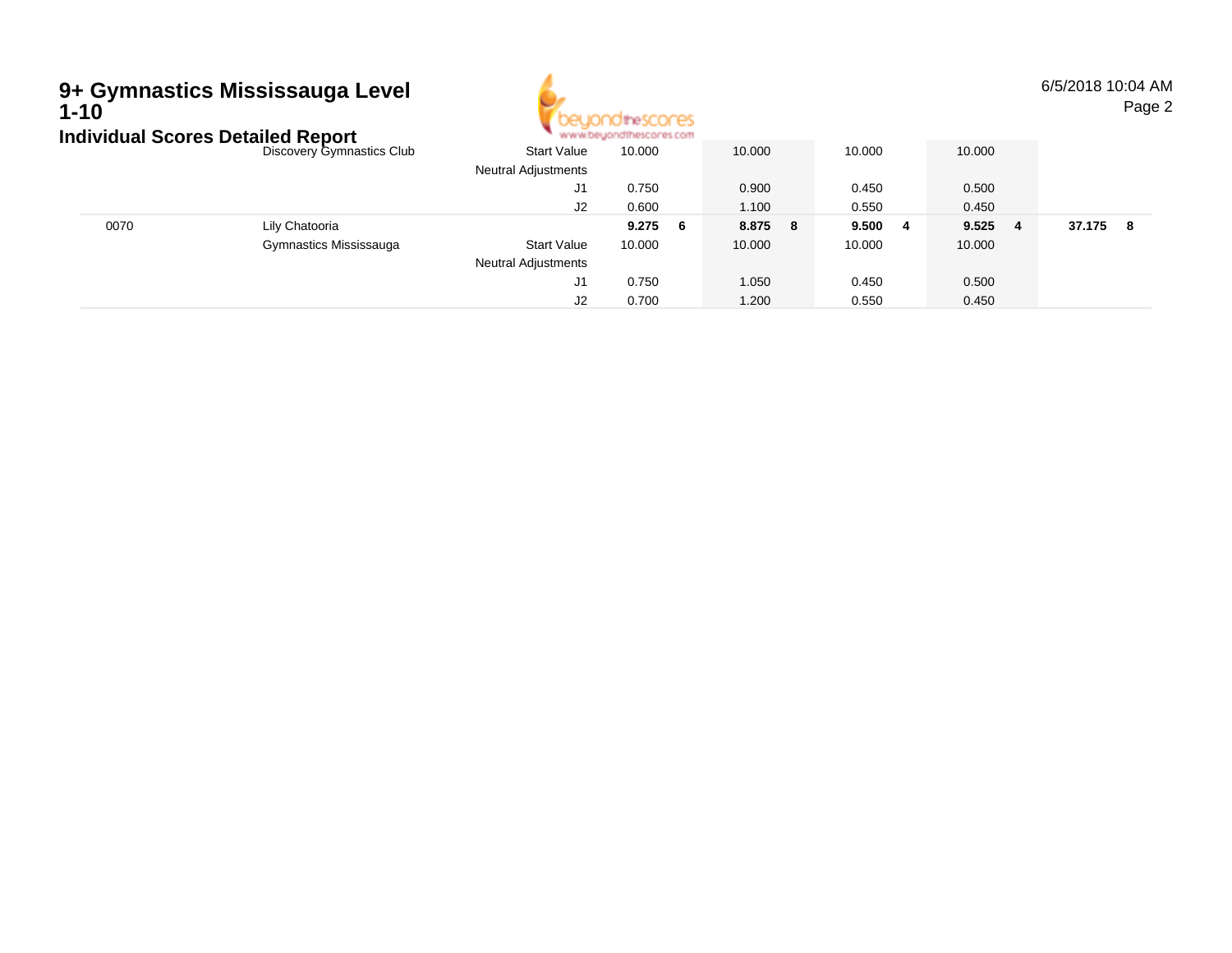# 9+ Gymnastics Mississauga Level 1-10

## Individual Scores Detailed Report

| | | | | | | | | | | | | |
|---|---|---|---|---|---|---|---|---|---|---|---|---|
| | Discovery Gymnastics Club | Start Value | 10.000 | | 10.000 | | 10.000 | | 10.000 | | | |
| | | Neutral Adjustments | | | | | | | | | | |
| | | J1 | 0.750 | | 0.900 | | 0.450 | | 0.500 | | | |
| | | J2 | 0.600 | | 1.100 | | 0.550 | | 0.450 | | | |
| 0070 | Lily Chatooria | | **9.275** | **6** | **8.875** | **8** | **9.500** | **4** | **9.525** | **4** | **37.175** | **8** |
| | Gymnastics Mississauga | Start Value | 10.000 | | 10.000 | | 10.000 | | 10.000 | | | |
| | | Neutral Adjustments | | | | | | | | | | |
| | | J1 | 0.750 | | 1.050 | | 0.450 | | 0.500 | | | |
| | | J2 | 0.700 | | 1.200 | | 0.550 | | 0.450 | | | |